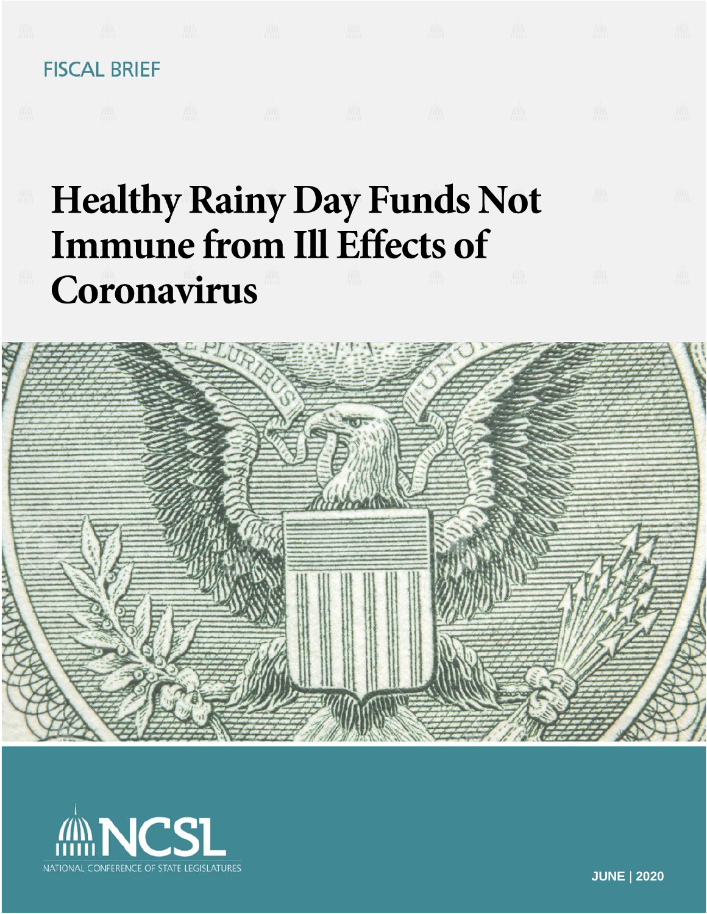FISCAL BRIEF

# Healthy Rainy Day Funds Not Immune from Ill Effects of Coronavirus

NCSL

NATIONAL CONFERENCE OF STATE LEGISLATURES

JUNE | 2020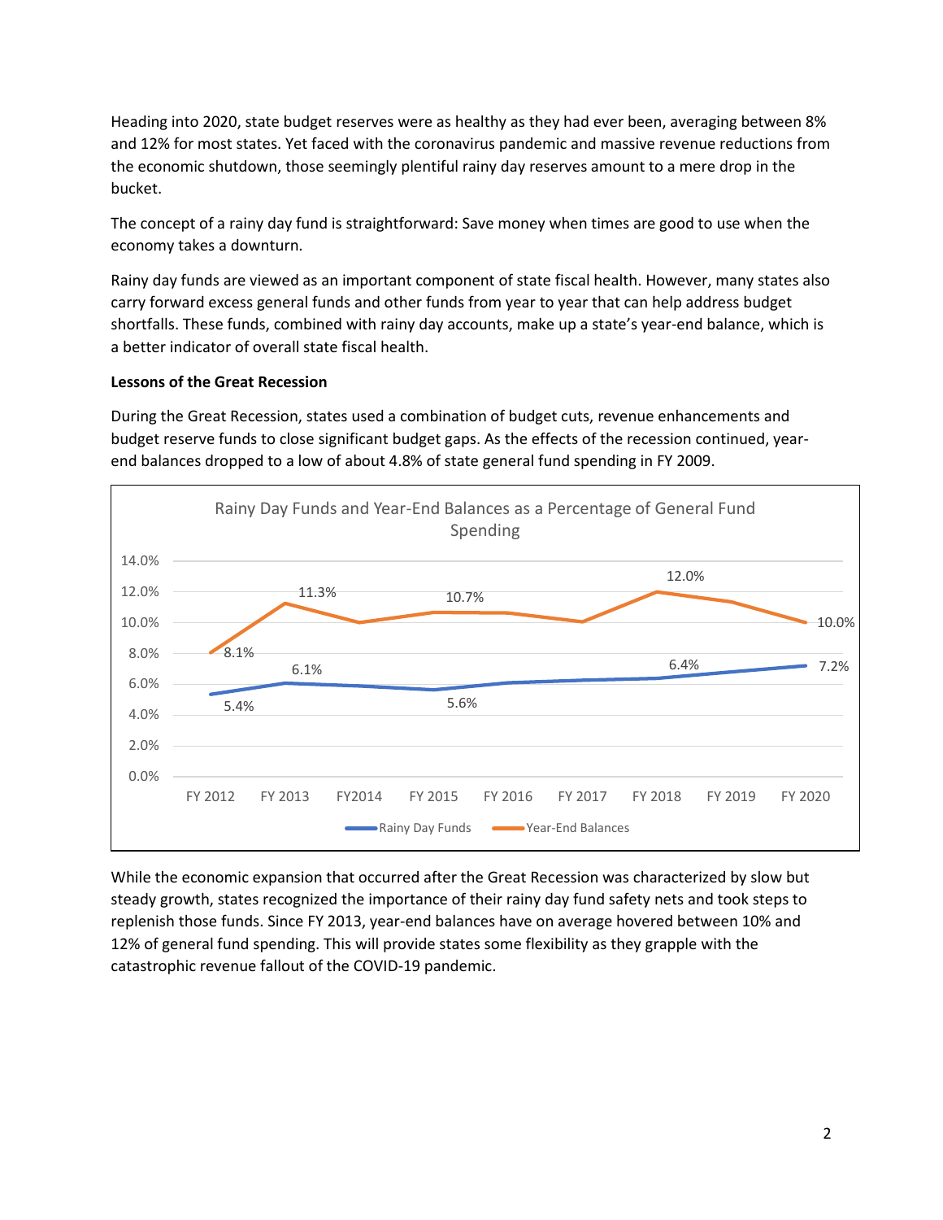Heading into 2020, state budget reserves were as healthy as they had ever been, averaging between 8% and 12% for most states. Yet faced with the coronavirus pandemic and massive revenue reductions from the economic shutdown, those seemingly plentiful rainy day reserves amount to a mere drop in the bucket.

The concept of a rainy day fund is straightforward: Save money when times are good to use when the economy takes a downturn.

Rainy day funds are viewed as an important component of state fiscal health. However, many states also carry forward excess general funds and other funds from year to year that can help address budget shortfalls. These funds, combined with rainy day accounts, make up a state's year-end balance, which is a better indicator of overall state fiscal health.

**Lessons of the Great Recession**

During the Great Recession, states used a combination of budget cuts, revenue enhancements and budget reserve funds to close significant budget gaps. As the effects of the recession continued, year-end balances dropped to a low of about 4.8% of state general fund spending in FY 2009.

Rainy Day Funds and Year-End Balances as a Percentage of General Fund Spending

| | FY 2012 | FY 2013 | FY2014 | FY 2015 | FY 2016 | FY 2017 | FY 2018 | FY 2019 | FY 2020 |
|---|---|---|---|---|---|---|---|---|---|
| Rainy Day Funds | 5.4% | 6.1% | | 5.6% | | | 6.4% | | 7.2% |
| Year-End Balances | 8.1% | 11.3% | | 10.7% | | | 12.0% | | 10.0% |

While the economic expansion that occurred after the Great Recession was characterized by slow but steady growth, states recognized the importance of their rainy day fund safety nets and took steps to replenish those funds. Since FY 2013, year-end balances have on average hovered between 10% and 12% of general fund spending. This will provide states some flexibility as they grapple with the catastrophic revenue fallout of the COVID-19 pandemic.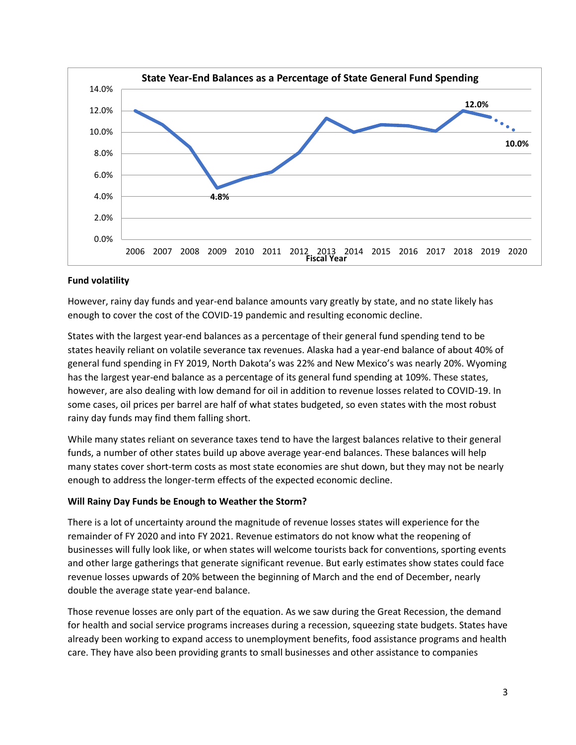**State Year-End Balances as a Percentage of State General Fund Spending**

**Fund volatility**

However, rainy day funds and year-end balance amounts vary greatly by state, and no state likely has enough to cover the cost of the COVID-19 pandemic and resulting economic decline.

States with the largest year-end balances as a percentage of their general fund spending tend to be states heavily reliant on volatile severance tax revenues. Alaska had a year-end balance of about 40% of general fund spending in FY 2019, North Dakota's was 22% and New Mexico's was nearly 20%. Wyoming has the largest year-end balance as a percentage of its general fund spending at 109%. These states, however, are also dealing with low demand for oil in addition to revenue losses related to COVID-19. In some cases, oil prices per barrel are half of what states budgeted, so even states with the most robust rainy day funds may find them falling short.

While many states reliant on severance taxes tend to have the largest balances relative to their general funds, a number of other states build up above average year-end balances. These balances will help many states cover short-term costs as most state economies are shut down, but they may not be nearly enough to address the longer-term effects of the expected economic decline.

**Will Rainy Day Funds be Enough to Weather the Storm?**

There is a lot of uncertainty around the magnitude of revenue losses states will experience for the remainder of FY 2020 and into FY 2021. Revenue estimators do not know what the reopening of businesses will fully look like, or when states will welcome tourists back for conventions, sporting events and other large gatherings that generate significant revenue. But early estimates show states could face revenue losses upwards of 20% between the beginning of March and the end of December, nearly double the average state year-end balance.

Those revenue losses are only part of the equation. As we saw during the Great Recession, the demand for health and social service programs increases during a recession, squeezing state budgets. States have already been working to expand access to unemployment benefits, food assistance programs and health care. They have also been providing grants to small businesses and other assistance to companies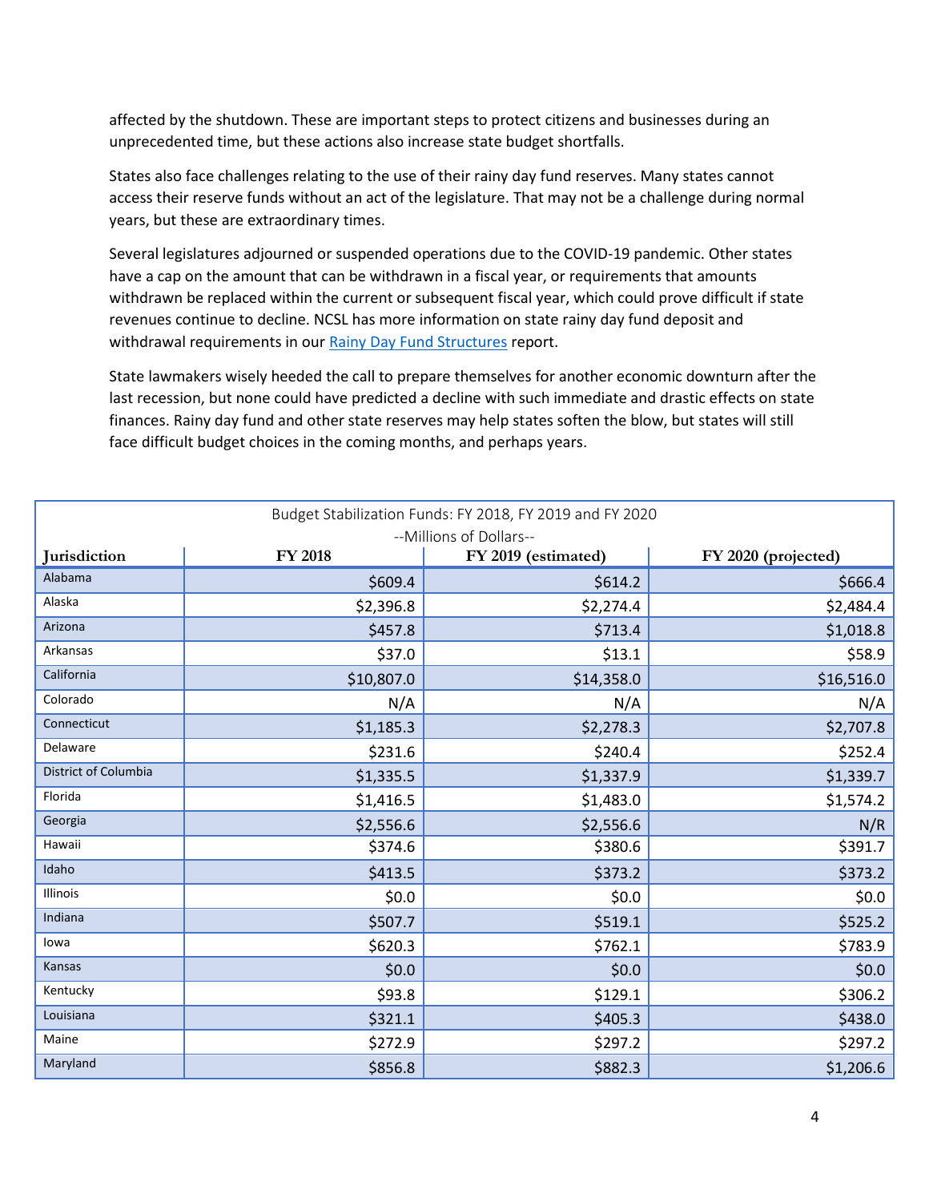affected by the shutdown. These are important steps to protect citizens and businesses during an unprecedented time, but these actions also increase state budget shortfalls.

States also face challenges relating to the use of their rainy day fund reserves. Many states cannot access their reserve funds without an act of the legislature. That may not be a challenge during normal years, but these are extraordinary times.

Several legislatures adjourned or suspended operations due to the COVID-19 pandemic. Other states have a cap on the amount that can be withdrawn in a fiscal year, or requirements that amounts withdrawn be replaced within the current or subsequent fiscal year, which could prove difficult if state revenues continue to decline. NCSL has more information on state rainy day fund deposit and withdrawal requirements in our Rainy Day Fund Structures report.

State lawmakers wisely heeded the call to prepare themselves for another economic downturn after the last recession, but none could have predicted a decline with such immediate and drastic effects on state finances. Rainy day fund and other state reserves may help states soften the blow, but states will still face difficult budget choices in the coming months, and perhaps years.

Budget Stabilization Funds: FY 2018, FY 2019 and FY 2020
--Millions of Dollars--

| Jurisdiction | FY 2018 | FY 2019 (estimated) | FY 2020 (projected) |
|---|---|---|---|
| Alabama | $609.4 | $614.2 | $666.4 |
| Alaska | $2,396.8 | $2,274.4 | $2,484.4 |
| Arizona | $457.8 | $713.4 | $1,018.8 |
| Arkansas | $37.0 | $13.1 | $58.9 |
| California | $10,807.0 | $14,358.0 | $16,516.0 |
| Colorado | N/A | N/A | N/A |
| Connecticut | $1,185.3 | $2,278.3 | $2,707.8 |
| Delaware | $231.6 | $240.4 | $252.4 |
| District of Columbia | $1,335.5 | $1,337.9 | $1,339.7 |
| Florida | $1,416.5 | $1,483.0 | $1,574.2 |
| Georgia | $2,556.6 | $2,556.6 | N/R |
| Hawaii | $374.6 | $380.6 | $391.7 |
| Idaho | $413.5 | $373.2 | $373.2 |
| Illinois | $0.0 | $0.0 | $0.0 |
| Indiana | $507.7 | $519.1 | $525.2 |
| Iowa | $620.3 | $762.1 | $783.9 |
| Kansas | $0.0 | $0.0 | $0.0 |
| Kentucky | $93.8 | $129.1 | $306.2 |
| Louisiana | $321.1 | $405.3 | $438.0 |
| Maine | $272.9 | $297.2 | $297.2 |
| Maryland | $856.8 | $882.3 | $1,206.6 |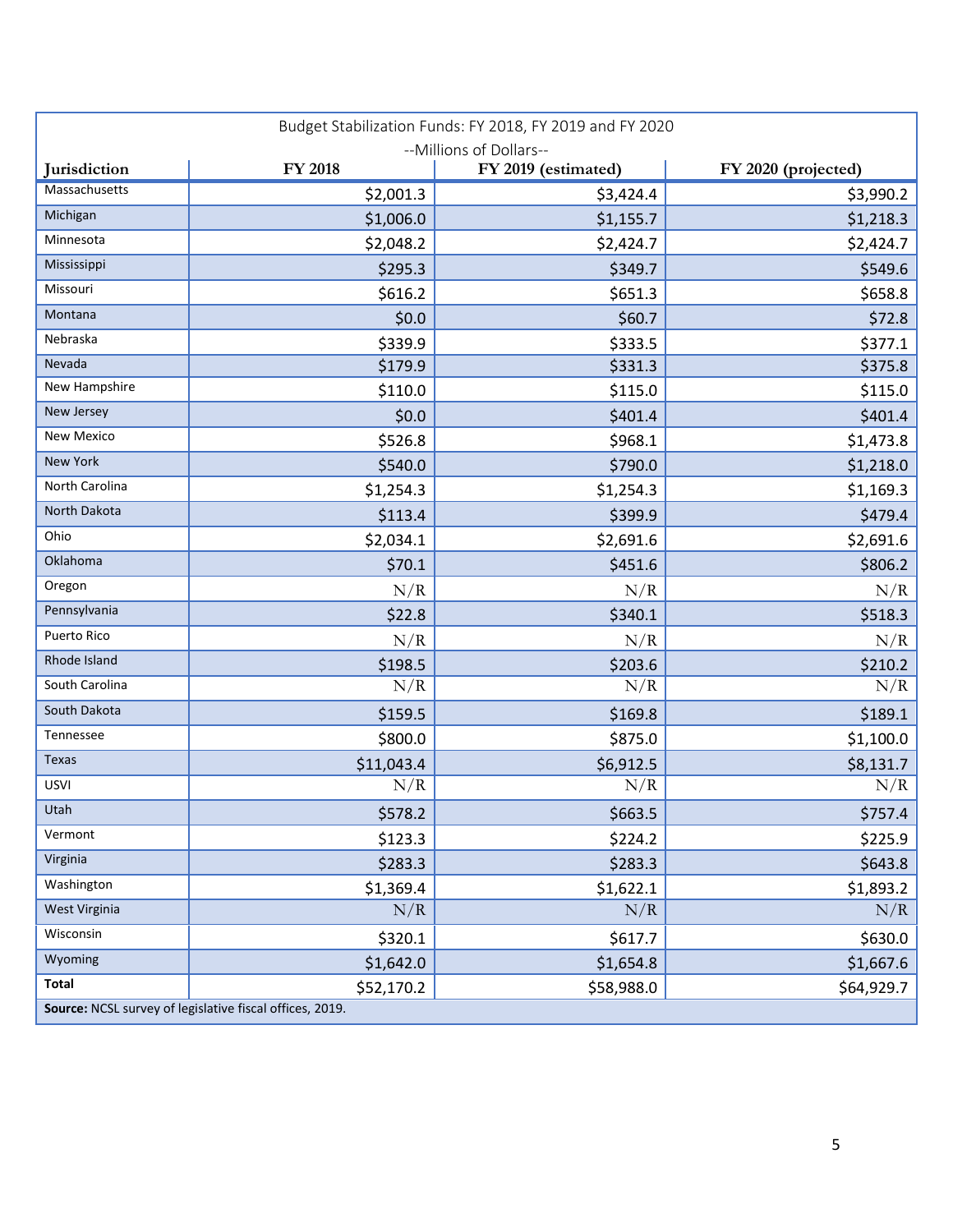| Budget Stabilization Funds: FY 2018, FY 2019 and FY 2020 --Millions of Dollars-- | | | |
|---|---|---|---|
| **Jurisdiction** | **FY 2018** | **FY 2019 (estimated)** | **FY 2020 (projected)** |
| Massachusetts | $2,001.3 | $3,424.4 | $3,990.2 |
| Michigan | $1,006.0 | $1,155.7 | $1,218.3 |
| Minnesota | $2,048.2 | $2,424.7 | $2,424.7 |
| Mississippi | $295.3 | $349.7 | $549.6 |
| Missouri | $616.2 | $651.3 | $658.8 |
| Montana | $0.0 | $60.7 | $72.8 |
| Nebraska | $339.9 | $333.5 | $377.1 |
| Nevada | $179.9 | $331.3 | $375.8 |
| New Hampshire | $110.0 | $115.0 | $115.0 |
| New Jersey | $0.0 | $401.4 | $401.4 |
| New Mexico | $526.8 | $968.1 | $1,473.8 |
| New York | $540.0 | $790.0 | $1,218.0 |
| North Carolina | $1,254.3 | $1,254.3 | $1,169.3 |
| North Dakota | $113.4 | $399.9 | $479.4 |
| Ohio | $2,034.1 | $2,691.6 | $2,691.6 |
| Oklahoma | $70.1 | $451.6 | $806.2 |
| Oregon | N/R | N/R | N/R |
| Pennsylvania | $22.8 | $340.1 | $518.3 |
| Puerto Rico | N/R | N/R | N/R |
| Rhode Island | $198.5 | $203.6 | $210.2 |
| South Carolina | N/R | N/R | N/R |
| South Dakota | $159.5 | $169.8 | $189.1 |
| Tennessee | $800.0 | $875.0 | $1,100.0 |
| Texas | $11,043.4 | $6,912.5 | $8,131.7 |
| USVI | N/R | N/R | N/R |
| Utah | $578.2 | $663.5 | $757.4 |
| Vermont | $123.3 | $224.2 | $225.9 |
| Virginia | $283.3 | $283.3 | $643.8 |
| Washington | $1,369.4 | $1,622.1 | $1,893.2 |
| West Virginia | N/R | N/R | N/R |
| Wisconsin | $320.1 | $617.7 | $630.0 |
| Wyoming | $1,642.0 | $1,654.8 | $1,667.6 |
| **Total** | $52,170.2 | $58,988.0 | $64,929.7 |

**Source:** NCSL survey of legislative fiscal offices, 2019.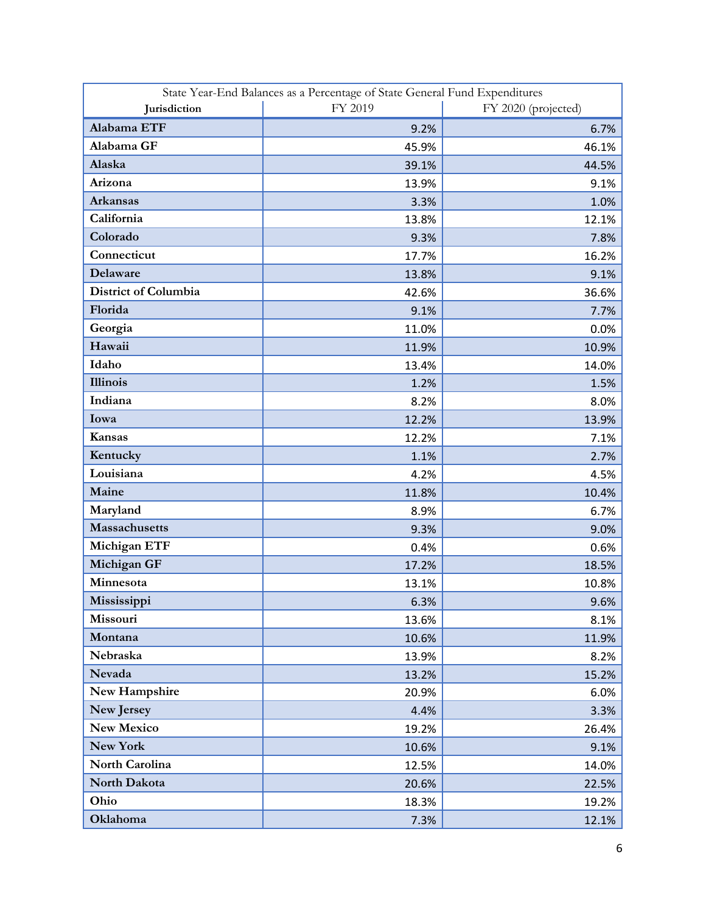| State Year-End Balances as a Percentage of State General Fund Expenditures | | |
| --- | --- | --- |
| **Jurisdiction** | FY 2019 | FY 2020 (projected) |
| **Alabama ETF** | 9.2% | 6.7% |
| **Alabama GF** | 45.9% | 46.1% |
| **Alaska** | 39.1% | 44.5% |
| **Arizona** | 13.9% | 9.1% |
| **Arkansas** | 3.3% | 1.0% |
| **California** | 13.8% | 12.1% |
| **Colorado** | 9.3% | 7.8% |
| **Connecticut** | 17.7% | 16.2% |
| **Delaware** | 13.8% | 9.1% |
| **District of Columbia** | 42.6% | 36.6% |
| **Florida** | 9.1% | 7.7% |
| **Georgia** | 11.0% | 0.0% |
| **Hawaii** | 11.9% | 10.9% |
| **Idaho** | 13.4% | 14.0% |
| **Illinois** | 1.2% | 1.5% |
| **Indiana** | 8.2% | 8.0% |
| **Iowa** | 12.2% | 13.9% |
| **Kansas** | 12.2% | 7.1% |
| **Kentucky** | 1.1% | 2.7% |
| **Louisiana** | 4.2% | 4.5% |
| **Maine** | 11.8% | 10.4% |
| **Maryland** | 8.9% | 6.7% |
| **Massachusetts** | 9.3% | 9.0% |
| **Michigan ETF** | 0.4% | 0.6% |
| **Michigan GF** | 17.2% | 18.5% |
| **Minnesota** | 13.1% | 10.8% |
| **Mississippi** | 6.3% | 9.6% |
| **Missouri** | 13.6% | 8.1% |
| **Montana** | 10.6% | 11.9% |
| **Nebraska** | 13.9% | 8.2% |
| **Nevada** | 13.2% | 15.2% |
| **New Hampshire** | 20.9% | 6.0% |
| **New Jersey** | 4.4% | 3.3% |
| **New Mexico** | 19.2% | 26.4% |
| **New York** | 10.6% | 9.1% |
| **North Carolina** | 12.5% | 14.0% |
| **North Dakota** | 20.6% | 22.5% |
| **Ohio** | 18.3% | 19.2% |
| **Oklahoma** | 7.3% | 12.1% |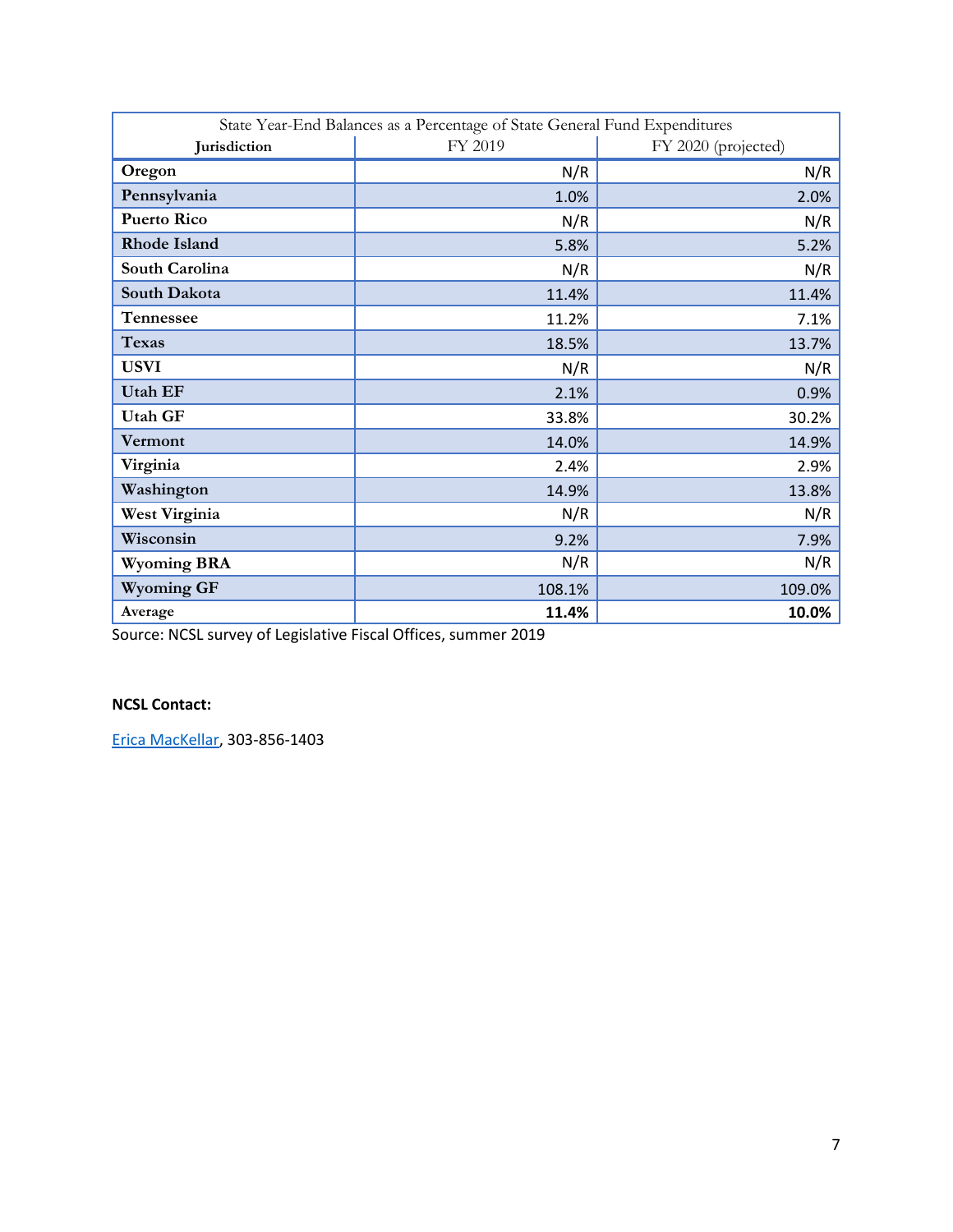| State Year-End Balances as a Percentage of State General Fund Expenditures | | |
|---|---|---|
| **Jurisdiction** | FY 2019 | FY 2020 (projected) |
| **Oregon** | N/R | N/R |
| **Pennsylvania** | 1.0% | 2.0% |
| **Puerto Rico** | N/R | N/R |
| **Rhode Island** | 5.8% | 5.2% |
| **South Carolina** | N/R | N/R |
| **South Dakota** | 11.4% | 11.4% |
| **Tennessee** | 11.2% | 7.1% |
| **Texas** | 18.5% | 13.7% |
| **USVI** | N/R | N/R |
| **Utah EF** | 2.1% | 0.9% |
| **Utah GF** | 33.8% | 30.2% |
| **Vermont** | 14.0% | 14.9% |
| **Virginia** | 2.4% | 2.9% |
| **Washington** | 14.9% | 13.8% |
| **West Virginia** | N/R | N/R |
| **Wisconsin** | 9.2% | 7.9% |
| **Wyoming BRA** | N/R | N/R |
| **Wyoming GF** | 108.1% | 109.0% |
| Average | **11.4%** | **10.0%** |

Source: NCSL survey of Legislative Fiscal Offices, summer 2019

**NCSL Contact:**

Erica MacKellar, 303-856-1403